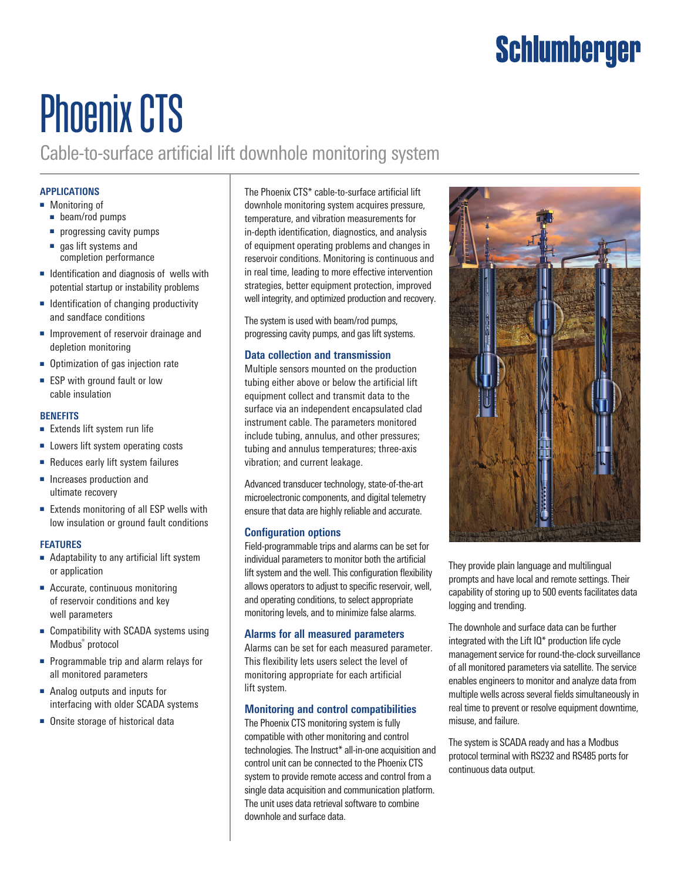# Phoenix CTS

## Cable-to-surface artificial lift downhole monitoring system

### APPLICATIONS

- Monitoring of
  - beam/rod pumps
  - progressing cavity pumps
  - gas lift systems and completion performance
- Identification and diagnosis of wells with potential startup or instability problems
- Identification of changing productivity and sandface conditions
- Improvement of reservoir drainage and depletion monitoring
- Optimization of gas injection rate
- ESP with ground fault or low cable insulation

### BENEFITS

- Extends lift system run life
- Lowers lift system operating costs
- Reduces early lift system failures
- Increases production and ultimate recovery
- Extends monitoring of all ESP wells with low insulation or ground fault conditions

### FEATURES

- Adaptability to any artificial lift system or application
- Accurate, continuous monitoring of reservoir conditions and key well parameters
- Compatibility with SCADA systems using Modbus® protocol
- Programmable trip and alarm relays for all monitored parameters
- Analog outputs and inputs for interfacing with older SCADA systems
- Onsite storage of historical data

The Phoenix CTS* cable-to-surface artificial lift downhole monitoring system acquires pressure, temperature, and vibration measurements for in-depth identification, diagnostics, and analysis of equipment operating problems and changes in reservoir conditions. Monitoring is continuous and in real time, leading to more effective intervention strategies, better equipment protection, improved well integrity, and optimized production and recovery.

The system is used with beam/rod pumps, progressing cavity pumps, and gas lift systems.

### Data collection and transmission

Multiple sensors mounted on the production tubing either above or below the artificial lift equipment collect and transmit data to the surface via an independent encapsulated clad instrument cable. The parameters monitored include tubing, annulus, and other pressures; tubing and annulus temperatures; three-axis vibration; and current leakage.

Advanced transducer technology, state-of-the-art microelectronic components, and digital telemetry ensure that data are highly reliable and accurate.

### Configuration options

Field-programmable trips and alarms can be set for individual parameters to monitor both the artificial lift system and the well. This configuration flexibility allows operators to adjust to specific reservoir, well, and operating conditions, to select appropriate monitoring levels, and to minimize false alarms.

### Alarms for all measured parameters

Alarms can be set for each measured parameter. This flexibility lets users select the level of monitoring appropriate for each artificial lift system.

### Monitoring and control compatibilities

The Phoenix CTS monitoring system is fully compatible with other monitoring and control technologies. The Instruct* all-in-one acquisition and control unit can be connected to the Phoenix CTS system to provide remote access and control from a single data acquisition and communication platform. The unit uses data retrieval software to combine downhole and surface data.

They provide plain language and multilingual prompts and have local and remote settings. Their capability of storing up to 500 events facilitates data logging and trending.

The downhole and surface data can be further integrated with the Lift IQ* production life cycle management service for round-the-clock surveillance of all monitored parameters via satellite. The service enables engineers to monitor and analyze data from multiple wells across several fields simultaneously in real time to prevent or resolve equipment downtime, misuse, and failure.

The system is SCADA ready and has a Modbus protocol terminal with RS232 and RS485 ports for continuous data output.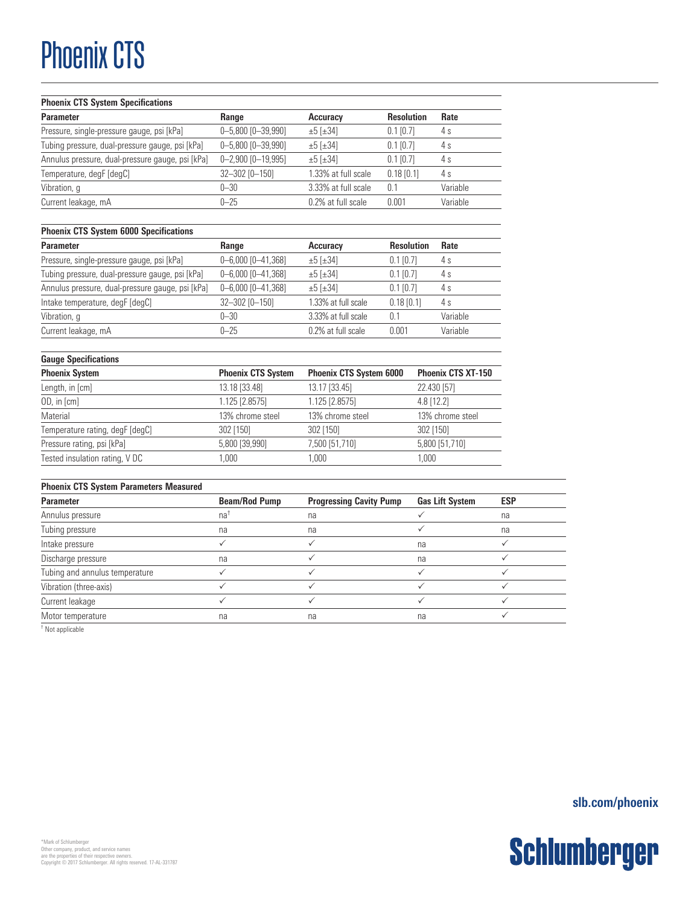# Phoenix CTS

**Phoenix CTS System Specifications**

| Parameter | Range | Accuracy | Resolution | Rate |
| --- | --- | --- | --- | --- |
| Pressure, single-pressure gauge, psi [kPa] | 0–5,800 [0–39,990] | ±5 [±34] | 0.1 [0.7] | 4 s |
| Tubing pressure, dual-pressure gauge, psi [kPa] | 0–5,800 [0–39,990] | ±5 [±34] | 0.1 [0.7] | 4 s |
| Annulus pressure, dual-pressure gauge, psi [kPa] | 0–2,900 [0–19,995] | ±5 [±34] | 0.1 [0.7] | 4 s |
| Temperature, degF [degC] | 32–302 [0–150] | 1.33% at full scale | 0.18 [0.1] | 4 s |
| Vibration, g | 0–30 | 3.33% at full scale | 0.1 | Variable |
| Current leakage, mA | 0–25 | 0.2% at full scale | 0.001 | Variable |

**Phoenix CTS System 6000 Specifications**

| Parameter | Range | Accuracy | Resolution | Rate |
| --- | --- | --- | --- | --- |
| Pressure, single-pressure gauge, psi [kPa] | 0–6,000 [0–41,368] | ±5 [±34] | 0.1 [0.7] | 4 s |
| Tubing pressure, dual-pressure gauge, psi [kPa] | 0–6,000 [0–41,368] | ±5 [±34] | 0.1 [0.7] | 4 s |
| Annulus pressure, dual-pressure gauge, psi [kPa] | 0–6,000 [0–41,368] | ±5 [±34] | 0.1 [0.7] | 4 s |
| Intake temperature, degF [degC] | 32–302 [0–150] | 1.33% at full scale | 0.18 [0.1] | 4 s |
| Vibration, g | 0–30 | 3.33% at full scale | 0.1 | Variable |
| Current leakage, mA | 0–25 | 0.2% at full scale | 0.001 | Variable |

**Gauge Specifications**

| Phoenix System | Phoenix CTS System | Phoenix CTS System 6000 | Phoenix CTS XT-150 |
| --- | --- | --- | --- |
| Length, in [cm] | 13.18 [33.48] | 13.17 [33.45] | 22.430 [57] |
| OD, in [cm] | 1.125 [2.8575] | 1.125 [2.8575] | 4.8 [12.2] |
| Material | 13% chrome steel | 13% chrome steel | 13% chrome steel |
| Temperature rating, degF [degC] | 302 [150] | 302 [150] | 302 [150] |
| Pressure rating, psi [kPa] | 5,800 [39,990] | 7,500 [51,710] | 5,800 [51,710] |
| Tested insulation rating, V DC | 1,000 | 1,000 | 1,000 |

**Phoenix CTS System Parameters Measured**

| Parameter | Beam/Rod Pump | Progressing Cavity Pump | Gas Lift System | ESP |
| --- | --- | --- | --- | --- |
| Annulus pressure | na[†] | na | ✓ | na |
| Tubing pressure | na | na | ✓ | na |
| Intake pressure | ✓ | ✓ | na | ✓ |
| Discharge pressure | na | ✓ | na | ✓ |
| Tubing and annulus temperature | ✓ | ✓ | ✓ | ✓ |
| Vibration (three-axis) | ✓ | ✓ | ✓ | ✓ |
| Current leakage | ✓ | ✓ | ✓ | ✓ |
| Motor temperature | na | na | na | ✓ |

[†] Not applicable

**slb.com/phoenix**

*Mark of Schlumberger
Other company, product, and service names are the properties of their respective owners.
Copyright © 2017 Schlumberger. All rights reserved. 17-AL-331787

Schlumberger